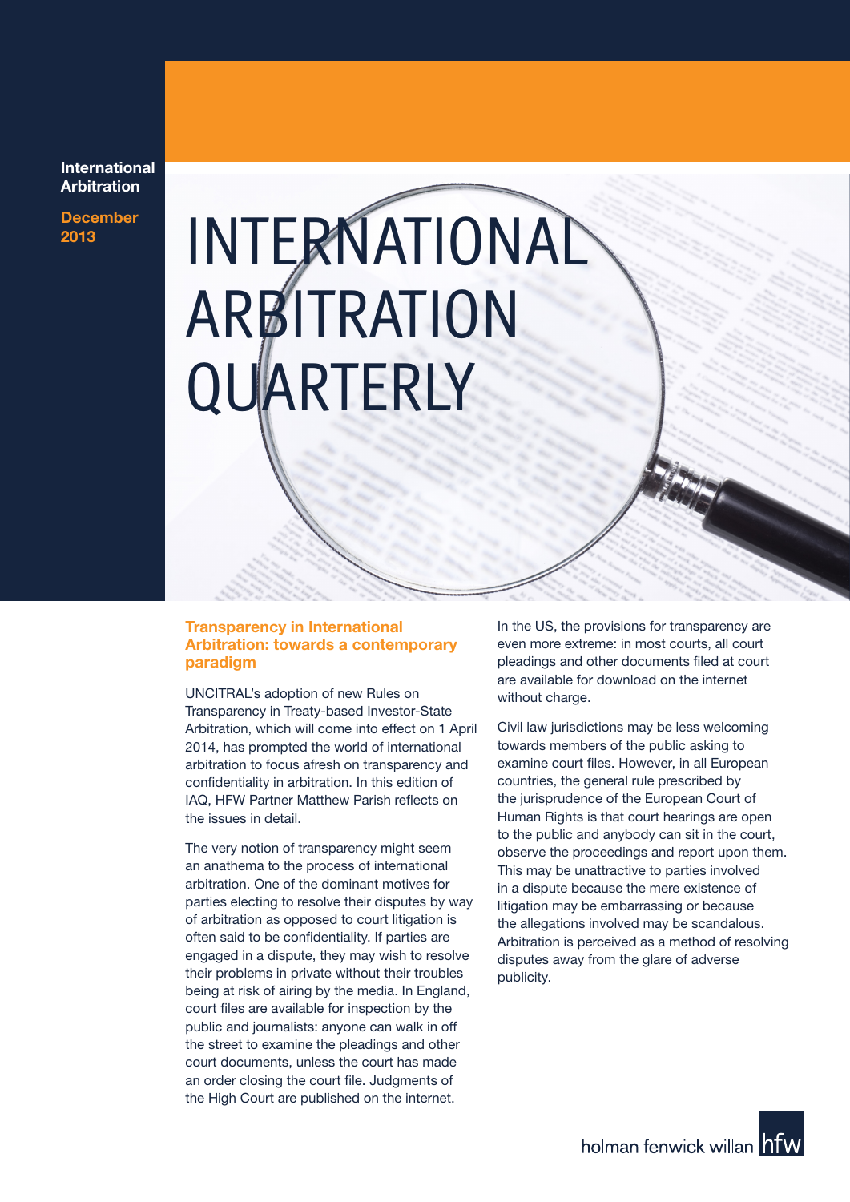International Arbitration

December 2013

# INTERNATIONAL ARBITRATION QUARTERLY

## Transparency in International Arbitration: towards a contemporary paradigm

UNCITRAL's adoption of new Rules on Transparency in Treaty-based Investor-State Arbitration, which will come into effect on 1 April 2014, has prompted the world of international arbitration to focus afresh on transparency and confidentiality in arbitration. In this edition of IAQ, HFW Partner Matthew Parish reflects on the issues in detail.

The very notion of transparency might seem an anathema to the process of international arbitration. One of the dominant motives for parties electing to resolve their disputes by way of arbitration as opposed to court litigation is often said to be confidentiality. If parties are engaged in a dispute, they may wish to resolve their problems in private without their troubles being at risk of airing by the media. In England, court files are available for inspection by the public and journalists: anyone can walk in off the street to examine the pleadings and other court documents, unless the court has made an order closing the court file. Judgments of the High Court are published on the internet.

In the US, the provisions for transparency are even more extreme: in most courts, all court pleadings and other documents filed at court are available for download on the internet without charge.

Civil law jurisdictions may be less welcoming towards members of the public asking to examine court files. However, in all European countries, the general rule prescribed by the jurisprudence of the European Court of Human Rights is that court hearings are open to the public and anybody can sit in the court, observe the proceedings and report upon them. This may be unattractive to parties involved in a dispute because the mere existence of litigation may be embarrassing or because the allegations involved may be scandalous. Arbitration is perceived as a method of resolving disputes away from the glare of adverse publicity.

holman fenwick willan hfw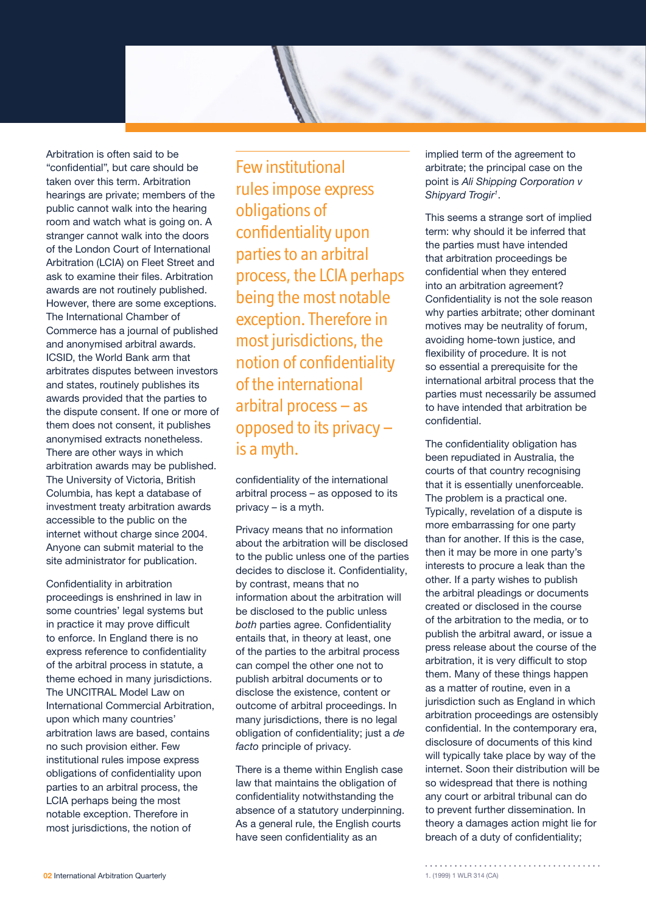Arbitration is often said to be "confidential", but care should be taken over this term. Arbitration hearings are private; members of the public cannot walk into the hearing room and watch what is going on. A stranger cannot walk into the doors of the London Court of International Arbitration (LCIA) on Fleet Street and ask to examine their files. Arbitration awards are not routinely published. However, there are some exceptions. The International Chamber of Commerce has a journal of published and anonymised arbitral awards. ICSID, the World Bank arm that arbitrates disputes between investors and states, routinely publishes its awards provided that the parties to the dispute consent. If one or more of them does not consent, it publishes anonymised extracts nonetheless. There are other ways in which arbitration awards may be published. The University of Victoria, British Columbia, has kept a database of investment treaty arbitration awards accessible to the public on the internet without charge since 2004. Anyone can submit material to the site administrator for publication.

Confidentiality in arbitration proceedings is enshrined in law in some countries' legal systems but in practice it may prove difficult to enforce. In England there is no express reference to confidentiality of the arbitral process in statute, a theme echoed in many jurisdictions. The UNCITRAL Model Law on International Commercial Arbitration, upon which many countries' arbitration laws are based, contains no such provision either. Few institutional rules impose express obligations of confidentiality upon parties to an arbitral process, the LCIA perhaps being the most notable exception. Therefore in most jurisdictions, the notion of confidentiality of the international arbitral process – as opposed to its privacy – is a myth.

> Few institutional rules impose express obligations of confidentiality upon parties to an arbitral process, the LCIA perhaps being the most notable exception. Therefore in most jurisdictions, the notion of confidentiality of the international arbitral process – as opposed to its privacy – is a myth.

Privacy means that no information about the arbitration will be disclosed to the public unless one of the parties decides to disclose it. Confidentiality, by contrast, means that no information about the arbitration will be disclosed to the public unless *both* parties agree. Confidentiality entails that, in theory at least, one of the parties to the arbitral process can compel the other one not to publish arbitral documents or to disclose the existence, content or outcome of arbitral proceedings. In many jurisdictions, there is no legal obligation of confidentiality; just a *de facto* principle of privacy.

There is a theme within English case law that maintains the obligation of confidentiality notwithstanding the absence of a statutory underpinning. As a general rule, the English courts have seen confidentiality as an implied term of the agreement to arbitrate; the principal case on the point is *Ali Shipping Corporation v Shipyard Trogir*[1].

This seems a strange sort of implied term: why should it be inferred that the parties must have intended that arbitration proceedings be confidential when they entered into an arbitration agreement? Confidentiality is not the sole reason why parties arbitrate; other dominant motives may be neutrality of forum, avoiding home-town justice, and flexibility of procedure. It is not so essential a prerequisite for the international arbitral process that the parties must necessarily be assumed to have intended that arbitration be confidential.

The confidentiality obligation has been repudiated in Australia, the courts of that country recognising that it is essentially unenforceable. The problem is a practical one. Typically, revelation of a dispute is more embarrassing for one party than for another. If this is the case, then it may be more in one party's interests to procure a leak than the other. If a party wishes to publish the arbitral pleadings or documents created or disclosed in the course of the arbitration to the media, or to publish the arbitral award, or issue a press release about the course of the arbitration, it is very difficult to stop them. Many of these things happen as a matter of routine, even in a jurisdiction such as England in which arbitration proceedings are ostensibly confidential. In the contemporary era, disclosure of documents of this kind will typically take place by way of the internet. Soon their distribution will be so widespread that there is nothing any court or arbitral tribunal can do to prevent further dissemination. In theory a damages action might lie for breach of a duty of confidentiality;

1. (1999) 1 WLR 314 (CA)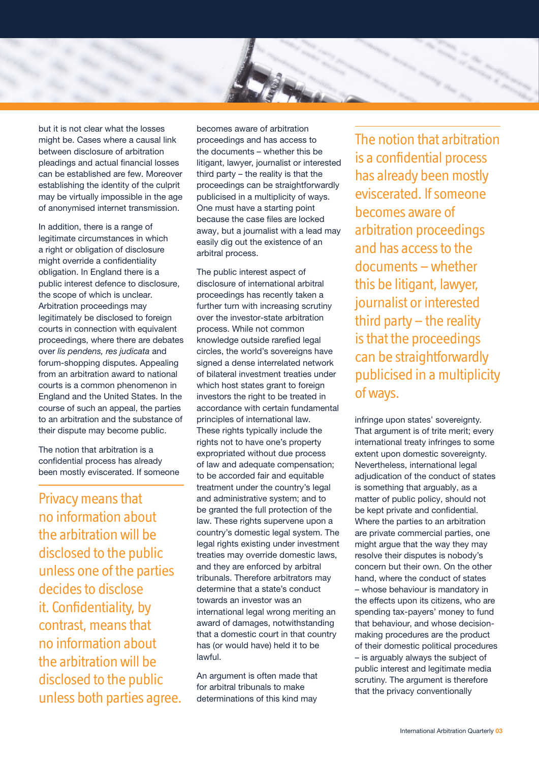but it is not clear what the losses might be. Cases where a causal link between disclosure of arbitration pleadings and actual financial losses can be established are few. Moreover establishing the identity of the culprit may be virtually impossible in the age of anonymised internet transmission.

In addition, there is a range of legitimate circumstances in which a right or obligation of disclosure might override a confidentiality obligation. In England there is a public interest defence to disclosure, the scope of which is unclear. Arbitration proceedings may legitimately be disclosed to foreign courts in connection with equivalent proceedings, where there are debates over *lis pendens, res judicata* and forum-shopping disputes. Appealing from an arbitration award to national courts is a common phenomenon in England and the United States. In the course of such an appeal, the parties to an arbitration and the substance of their dispute may become public.

The notion that arbitration is a confidential process has already been mostly eviscerated. If someone becomes aware of arbitration proceedings and has access to the documents – whether this be litigant, lawyer, journalist or interested third party – the reality is that the proceedings can be straightforwardly publicised in a multiplicity of ways. One must have a starting point because the case files are locked away, but a journalist with a lead may easily dig out the existence of an arbitral process.

> Privacy means that no information about the arbitration will be disclosed to the public unless one of the parties decides to disclose it. Confidentiality, by contrast, means that no information about the arbitration will be disclosed to the public unless both parties agree.

The public interest aspect of disclosure of international arbitral proceedings has recently taken a further turn with increasing scrutiny over the investor-state arbitration process. While not common knowledge outside rarefied legal circles, the world's sovereigns have signed a dense interrelated network of bilateral investment treaties under which host states grant to foreign investors the right to be treated in accordance with certain fundamental principles of international law. These rights typically include the rights not to have one's property expropriated without due process of law and adequate compensation; to be accorded fair and equitable treatment under the country's legal and administrative system; and to be granted the full protection of the law. These rights supervene upon a country's domestic legal system. The legal rights existing under investment treaties may override domestic laws, and they are enforced by arbitral tribunals. Therefore arbitrators may determine that a state's conduct towards an investor was an international legal wrong meriting an award of damages, notwithstanding that a domestic court in that country has (or would have) held it to be lawful.

An argument is often made that for arbitral tribunals to make determinations of this kind may infringe upon states' sovereignty. That argument is of trite merit; every international treaty infringes to some extent upon domestic sovereignty. Nevertheless, international legal adjudication of the conduct of states is something that arguably, as a matter of public policy, should not be kept private and confidential. Where the parties to an arbitration are private commercial parties, one might argue that the way they may resolve their disputes is nobody's concern but their own. On the other hand, where the conduct of states – whose behaviour is mandatory in the effects upon its citizens, who are spending tax-payers' money to fund that behaviour, and whose decision-making procedures are the product of their domestic political procedures – is arguably always the subject of public interest and legitimate media scrutiny. The argument is therefore that the privacy conventionally

> The notion that arbitration is a confidential process has already been mostly eviscerated. If someone becomes aware of arbitration proceedings and has access to the documents – whether this be litigant, lawyer, journalist or interested third party – the reality is that the proceedings can be straightforwardly publicised in a multiplicity of ways.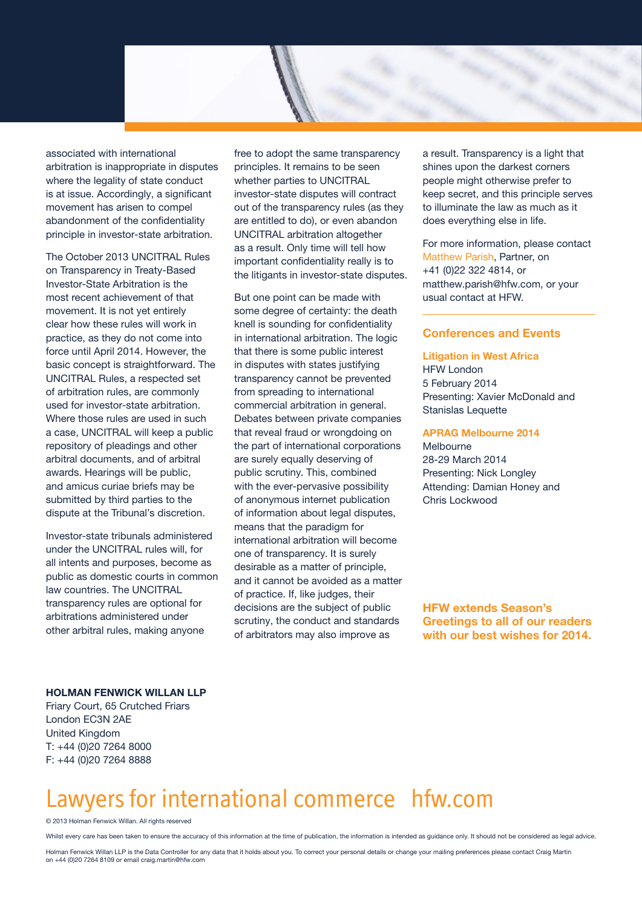associated with international arbitration is inappropriate in disputes where the legality of state conduct is at issue. Accordingly, a significant movement has arisen to compel abandonment of the confidentiality principle in investor-state arbitration.

The October 2013 UNCITRAL Rules on Transparency in Treaty-Based Investor-State Arbitration is the most recent achievement of that movement. It is not yet entirely clear how these rules will work in practice, as they do not come into force until April 2014. However, the basic concept is straightforward. The UNCITRAL Rules, a respected set of arbitration rules, are commonly used for investor-state arbitration. Where those rules are used in such a case, UNCITRAL will keep a public repository of pleadings and other arbitral documents, and of arbitral awards. Hearings will be public, and amicus curiae briefs may be submitted by third parties to the dispute at the Tribunal's discretion.

Investor-state tribunals administered under the UNCITRAL rules will, for all intents and purposes, become as public as domestic courts in common law countries. The UNCITRAL transparency rules are optional for arbitrations administered under other arbitral rules, making anyone free to adopt the same transparency principles. It remains to be seen whether parties to UNCITRAL investor-state disputes will contract out of the transparency rules (as they are entitled to do), or even abandon UNCITRAL arbitration altogether as a result. Only time will tell how important confidentiality really is to the litigants in investor-state disputes.

But one point can be made with some degree of certainty: the death knell is sounding for confidentiality in international arbitration. The logic that there is some public interest in disputes with states justifying transparency cannot be prevented from spreading to international commercial arbitration in general. Debates between private companies that reveal fraud or wrongdoing on the part of international corporations are surely equally deserving of public scrutiny. This, combined with the ever-pervasive possibility of anonymous internet publication of information about legal disputes, means that the paradigm for international arbitration will become one of transparency. It is surely desirable as a matter of principle, and it cannot be avoided as a matter of practice. If, like judges, their decisions are the subject of public scrutiny, the conduct and standards of arbitrators may also improve as a result. Transparency is a light that shines upon the darkest corners people might otherwise prefer to keep secret, and this principle serves to illuminate the law as much as it does everything else in life.

For more information, please contact Matthew Parish, Partner, on +41 (0)22 322 4814, or matthew.parish@hfw.com, or your usual contact at HFW.

## Conferences and Events

**Litigation in West Africa**
HFW London
5 February 2014
Presenting: Xavier McDonald and Stanislas Lequette

**APRAG Melbourne 2014**
Melbourne
28-29 March 2014
Presenting: Nick Longley
Attending: Damian Honey and Chris Lockwood

**HFW extends Season's Greetings to all of our readers with our best wishes for 2014.**

**HOLMAN FENWICK WILLAN LLP**
Friary Court, 65 Crutched Friars
London EC3N 2AE
United Kingdom
T: +44 (0)20 7264 8000
F: +44 (0)20 7264 8888

Lawyers for international commerce hfw.com

© 2013 Holman Fenwick Willan. All rights reserved

Whilst every care has been taken to ensure the accuracy of this information at the time of publication, the information is intended as guidance only. It should not be considered as legal advice.

Holman Fenwick Willan LLP is the Data Controller for any data that it holds about you. To correct your personal details or change your mailing preferences please contact Craig Martin on +44 (0)20 7264 8109 or email craig.martin@hfw.com